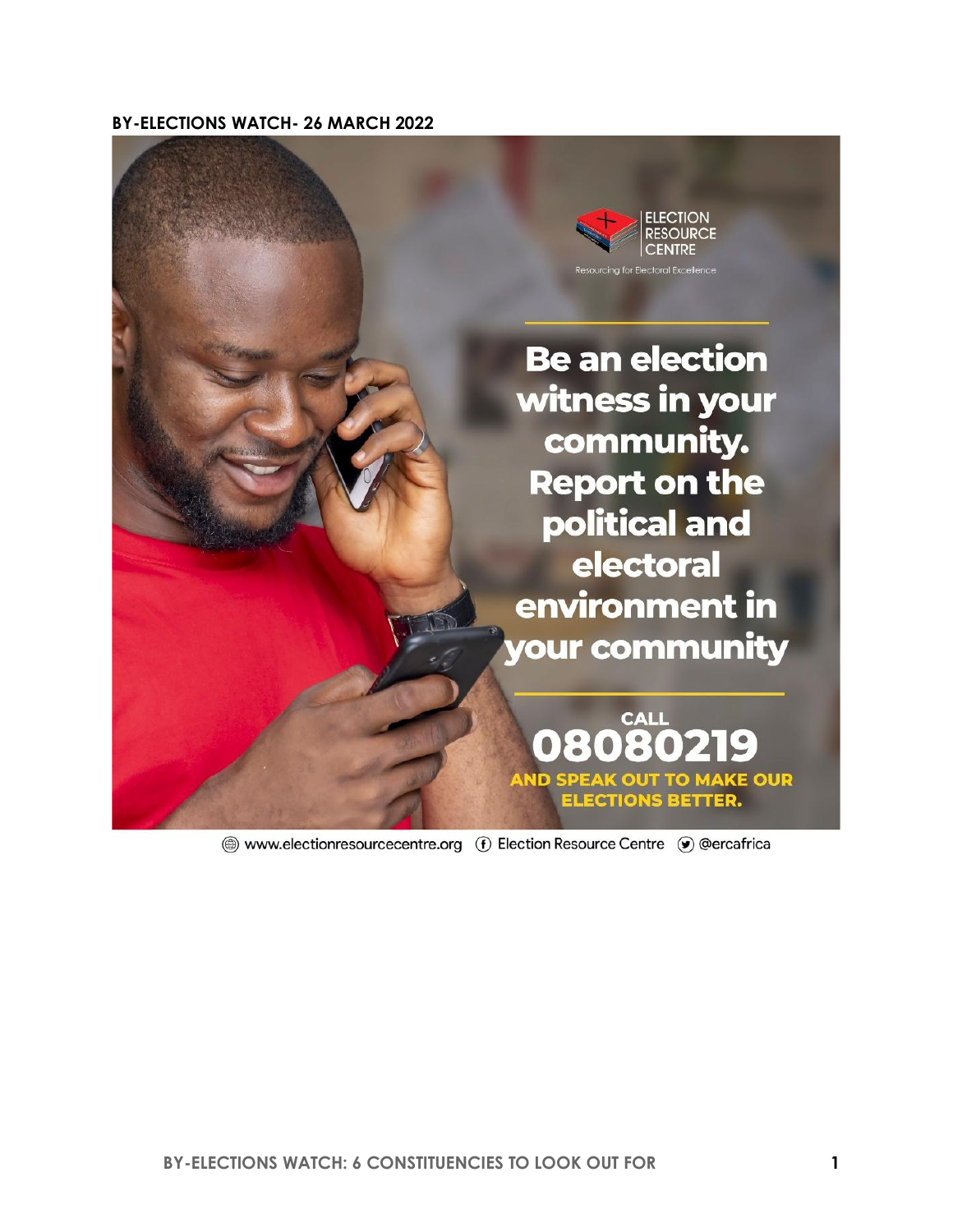**BY-ELECTIONS WATCH- 26 MARCH 2022**

ELECTION RESOURCE CENTRE

Resourcing for Electoral Excellence

**Be an election witness in your community. Report on the political and electoral environment in your community**

**CALL 08080219**

**AND SPEAK OUT TO MAKE OUR ELECTIONS BETTER.**

www.electionresourcecentre.org Election Resource Centre @ercafrica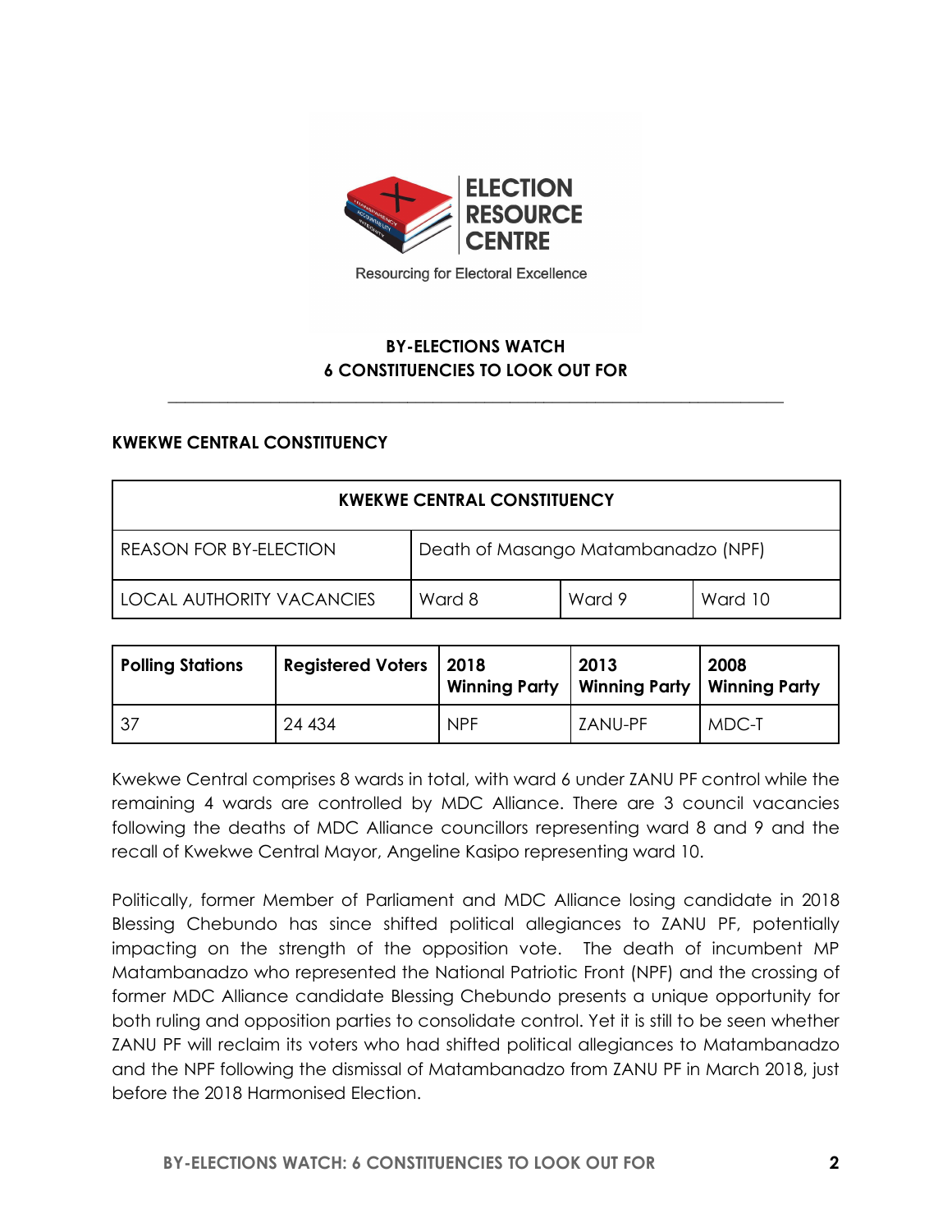ELECTION RESOURCE CENTRE

Resourcing for Electoral Excellence

## BY-ELECTIONS WATCH
## 6 CONSTITUENCIES TO LOOK OUT FOR

### KWEKWE CENTRAL CONSTITUENCY

| KWEKWE CENTRAL CONSTITUENCY | | | |
|---|---|---|---|
| REASON FOR BY-ELECTION | Death of Masango Matambanadzo (NPF) | | |
| LOCAL AUTHORITY VACANCIES | Ward 8 | Ward 9 | Ward 10 |

| Polling Stations | Registered Voters | 2018 Winning Party | 2013 Winning Party | 2008 Winning Party |
|---|---|---|---|---|
| 37 | 24 434 | NPF | ZANU-PF | MDC-T |

Kwekwe Central comprises 8 wards in total, with ward 6 under ZANU PF control while the remaining 4 wards are controlled by MDC Alliance. There are 3 council vacancies following the deaths of MDC Alliance councillors representing ward 8 and 9 and the recall of Kwekwe Central Mayor, Angeline Kasipo representing ward 10.

Politically, former Member of Parliament and MDC Alliance losing candidate in 2018 Blessing Chebundo has since shifted political allegiances to ZANU PF, potentially impacting on the strength of the opposition vote. The death of incumbent MP Matambanadzo who represented the National Patriotic Front (NPF) and the crossing of former MDC Alliance candidate Blessing Chebundo presents a unique opportunity for both ruling and opposition parties to consolidate control. Yet it is still to be seen whether ZANU PF will reclaim its voters who had shifted political allegiances to Matambanadzo and the NPF following the dismissal of Matambanadzo from ZANU PF in March 2018, just before the 2018 Harmonised Election.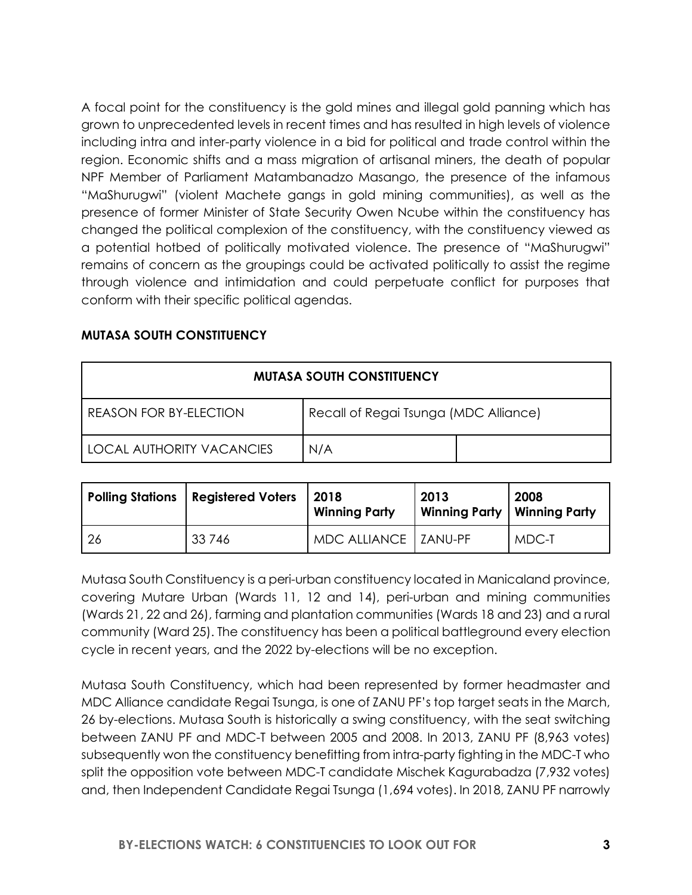A focal point for the constituency is the gold mines and illegal gold panning which has grown to unprecedented levels in recent times and has resulted in high levels of violence including intra and inter-party violence in a bid for political and trade control within the region. Economic shifts and a mass migration of artisanal miners, the death of popular NPF Member of Parliament Matambanadzo Masango, the presence of the infamous "MaShurugwi" (violent Machete gangs in gold mining communities), as well as the presence of former Minister of State Security Owen Ncube within the constituency has changed the political complexion of the constituency, with the constituency viewed as a potential hotbed of politically motivated violence. The presence of "MaShurugwi" remains of concern as the groupings could be activated politically to assist the regime through violence and intimidation and could perpetuate conflict for purposes that conform with their specific political agendas.

**MUTASA SOUTH CONSTITUENCY**

| MUTASA SOUTH CONSTITUENCY | | |
|---|---|---|
| REASON FOR BY-ELECTION | Recall of Regai Tsunga (MDC Alliance) | |
| LOCAL AUTHORITY VACANCIES | N/A | |

| Polling Stations | Registered Voters | 2018 Winning Party | 2013 Winning Party | 2008 Winning Party |
|---|---|---|---|---|
| 26 | 33 746 | MDC ALLIANCE | ZANU-PF | MDC-T |

Mutasa South Constituency is a peri-urban constituency located in Manicaland province, covering Mutare Urban (Wards 11, 12 and 14), peri-urban and mining communities (Wards 21, 22 and 26), farming and plantation communities (Wards 18 and 23) and a rural community (Ward 25). The constituency has been a political battleground every election cycle in recent years, and the 2022 by-elections will be no exception.

Mutasa South Constituency, which had been represented by former headmaster and MDC Alliance candidate Regai Tsunga, is one of ZANU PF's top target seats in the March, 26 by-elections. Mutasa South is historically a swing constituency, with the seat switching between ZANU PF and MDC-T between 2005 and 2008. In 2013, ZANU PF (8,963 votes) subsequently won the constituency benefitting from intra-party fighting in the MDC-T who split the opposition vote between MDC-T candidate Mischek Kagurabadza (7,932 votes) and, then Independent Candidate Regai Tsunga (1,694 votes). In 2018, ZANU PF narrowly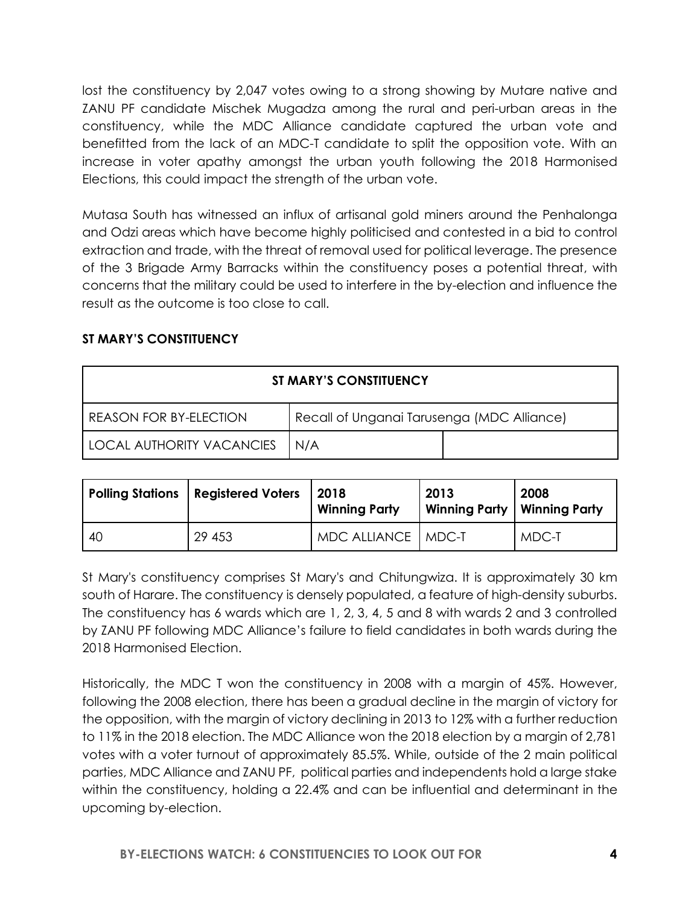lost the constituency by 2,047 votes owing to a strong showing by Mutare native and ZANU PF candidate Mischek Mugadza among the rural and peri-urban areas in the constituency, while the MDC Alliance candidate captured the urban vote and benefitted from the lack of an MDC-T candidate to split the opposition vote. With an increase in voter apathy amongst the urban youth following the 2018 Harmonised Elections, this could impact the strength of the urban vote.

Mutasa South has witnessed an influx of artisanal gold miners around the Penhalonga and Odzi areas which have become highly politicised and contested in a bid to control extraction and trade, with the threat of removal used for political leverage. The presence of the 3 Brigade Army Barracks within the constituency poses a potential threat, with concerns that the military could be used to interfere in the by-election and influence the result as the outcome is too close to call.

**ST MARY'S CONSTITUENCY**

| **ST MARY'S CONSTITUENCY** | | |
|---|---|---|
| REASON FOR BY-ELECTION | Recall of Unganai Tarusenga (MDC Alliance) | |
| LOCAL AUTHORITY VACANCIES | N/A | |

| Polling Stations | Registered Voters | 2018 Winning Party | 2013 Winning Party | 2008 Winning Party |
|---|---|---|---|---|
| 40 | 29 453 | MDC ALLIANCE | MDC-T | MDC-T |

St Mary's constituency comprises St Mary's and Chitungwiza. It is approximately 30 km south of Harare. The constituency is densely populated, a feature of high-density suburbs. The constituency has 6 wards which are 1, 2, 3, 4, 5 and 8 with wards 2 and 3 controlled by ZANU PF following MDC Alliance's failure to field candidates in both wards during the 2018 Harmonised Election.

Historically, the MDC T won the constituency in 2008 with a margin of 45%. However, following the 2008 election, there has been a gradual decline in the margin of victory for the opposition, with the margin of victory declining in 2013 to 12% with a further reduction to 11% in the 2018 election. The MDC Alliance won the 2018 election by a margin of 2,781 votes with a voter turnout of approximately 85.5%. While, outside of the 2 main political parties, MDC Alliance and ZANU PF, political parties and independents hold a large stake within the constituency, holding a 22.4% and can be influential and determinant in the upcoming by-election.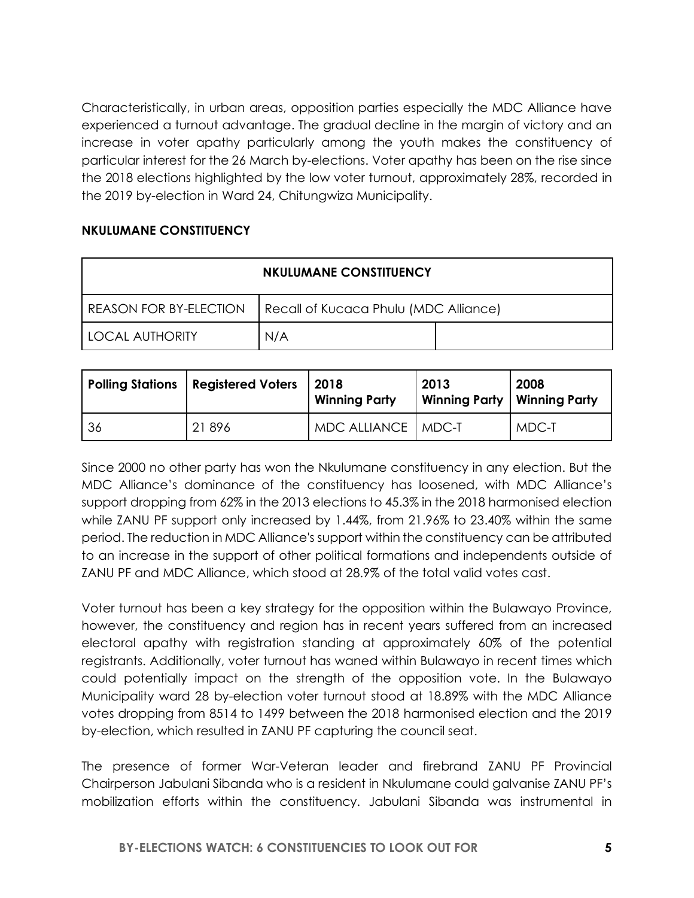Characteristically, in urban areas, opposition parties especially the MDC Alliance have experienced a turnout advantage. The gradual decline in the margin of victory and an increase in voter apathy particularly among the youth makes the constituency of particular interest for the 26 March by-elections. Voter apathy has been on the rise since the 2018 elections highlighted by the low voter turnout, approximately 28%, recorded in the 2019 by-election in Ward 24, Chitungwiza Municipality.

**NKULUMANE CONSTITUENCY**

| NKULUMANE CONSTITUENCY | | |
|---|---|---|
| REASON FOR BY-ELECTION | Recall of Kucaca Phulu (MDC Alliance) | |
| LOCAL AUTHORITY | N/A | |

| Polling Stations | Registered Voters | 2018 Winning Party | 2013 Winning Party | 2008 Winning Party |
|---|---|---|---|---|
| 36 | 21 896 | MDC ALLIANCE | MDC-T | MDC-T |

Since 2000 no other party has won the Nkulumane constituency in any election. But the MDC Alliance's dominance of the constituency has loosened, with MDC Alliance's support dropping from 62% in the 2013 elections to 45.3% in the 2018 harmonised election while ZANU PF support only increased by 1.44%, from 21.96% to 23.40% within the same period. The reduction in MDC Alliance's support within the constituency can be attributed to an increase in the support of other political formations and independents outside of ZANU PF and MDC Alliance, which stood at 28.9% of the total valid votes cast.

Voter turnout has been a key strategy for the opposition within the Bulawayo Province, however, the constituency and region has in recent years suffered from an increased electoral apathy with registration standing at approximately 60% of the potential registrants. Additionally, voter turnout has waned within Bulawayo in recent times which could potentially impact on the strength of the opposition vote. In the Bulawayo Municipality ward 28 by-election voter turnout stood at 18.89% with the MDC Alliance votes dropping from 8514 to 1499 between the 2018 harmonised election and the 2019 by-election, which resulted in ZANU PF capturing the council seat.

The presence of former War-Veteran leader and firebrand ZANU PF Provincial Chairperson Jabulani Sibanda who is a resident in Nkulumane could galvanise ZANU PF's mobilization efforts within the constituency. Jabulani Sibanda was instrumental in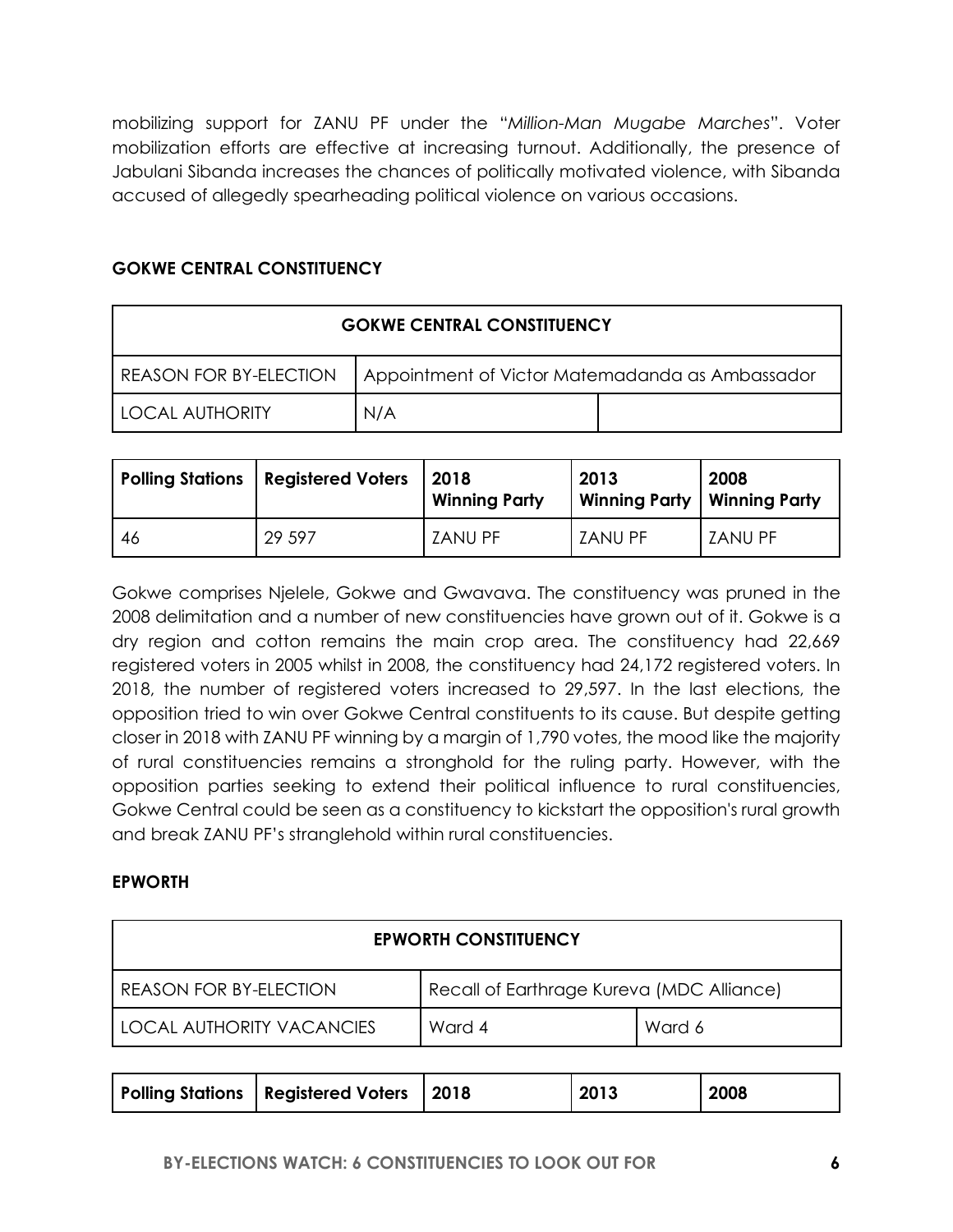mobilizing support for ZANU PF under the "*Million-Man Mugabe Marches*". Voter mobilization efforts are effective at increasing turnout. Additionally, the presence of Jabulani Sibanda increases the chances of politically motivated violence, with Sibanda accused of allegedly spearheading political violence on various occasions.

### GOKWE CENTRAL CONSTITUENCY

| GOKWE CENTRAL CONSTITUENCY | | |
|---|---|---|
| REASON FOR BY-ELECTION | Appointment of Victor Matemadanda as Ambassador | |
| LOCAL AUTHORITY | N/A | |

| Polling Stations | Registered Voters | 2018 Winning Party | 2013 Winning Party | 2008 Winning Party |
|---|---|---|---|---|
| 46 | 29 597 | ZANU PF | ZANU PF | ZANU PF |

Gokwe comprises Njelele, Gokwe and Gwavava. The constituency was pruned in the 2008 delimitation and a number of new constituencies have grown out of it. Gokwe is a dry region and cotton remains the main crop area. The constituency had 22,669 registered voters in 2005 whilst in 2008, the constituency had 24,172 registered voters. In 2018, the number of registered voters increased to 29,597. In the last elections, the opposition tried to win over Gokwe Central constituents to its cause. But despite getting closer in 2018 with ZANU PF winning by a margin of 1,790 votes, the mood like the majority of rural constituencies remains a stronghold for the ruling party. However, with the opposition parties seeking to extend their political influence to rural constituencies, Gokwe Central could be seen as a constituency to kickstart the opposition's rural growth and break ZANU PF's stranglehold within rural constituencies.

### EPWORTH

| EPWORTH CONSTITUENCY | | |
|---|---|---|
| REASON FOR BY-ELECTION | Recall of Earthrage Kureva (MDC Alliance) | |
| LOCAL AUTHORITY VACANCIES | Ward 4 | Ward 6 |

| Polling Stations | Registered Voters | 2018 | 2013 | 2008 |
|---|---|---|---|---|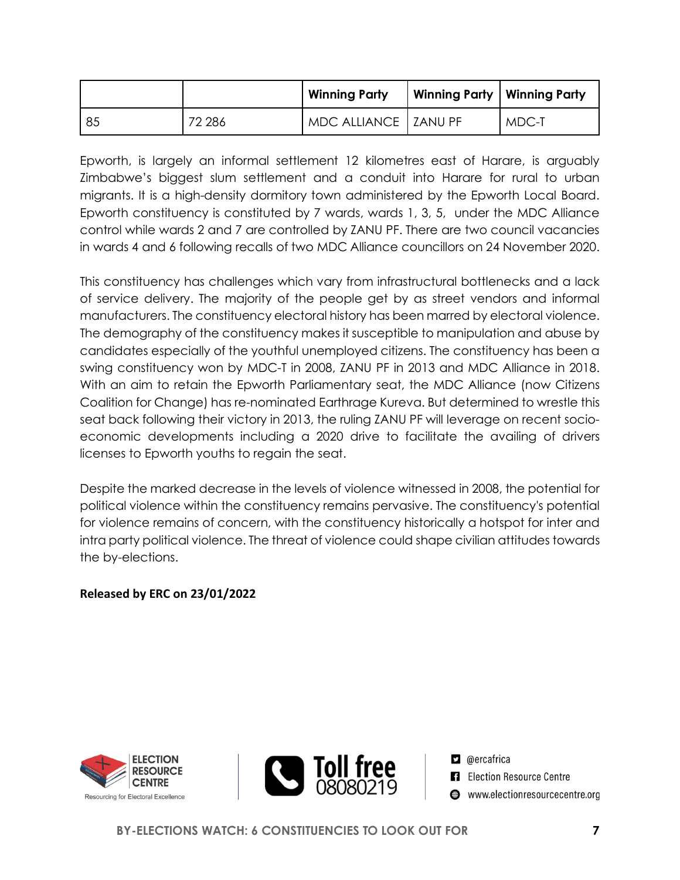| | | Winning Party | Winning Party | Winning Party |
|---|---|---|---|---|
| 85 | 72 286 | MDC ALLIANCE | ZANU PF | MDC-T |

Epworth, is largely an informal settlement 12 kilometres east of Harare, is arguably Zimbabwe's biggest slum settlement and a conduit into Harare for rural to urban migrants. It is a high-density dormitory town administered by the Epworth Local Board. Epworth constituency is constituted by 7 wards, wards 1, 3, 5, under the MDC Alliance control while wards 2 and 7 are controlled by ZANU PF. There are two council vacancies in wards 4 and 6 following recalls of two MDC Alliance councillors on 24 November 2020.

This constituency has challenges which vary from infrastructural bottlenecks and a lack of service delivery. The majority of the people get by as street vendors and informal manufacturers. The constituency electoral history has been marred by electoral violence. The demography of the constituency makes it susceptible to manipulation and abuse by candidates especially of the youthful unemployed citizens. The constituency has been a swing constituency won by MDC-T in 2008, ZANU PF in 2013 and MDC Alliance in 2018. With an aim to retain the Epworth Parliamentary seat, the MDC Alliance (now Citizens Coalition for Change) has re-nominated Earthrage Kureva. But determined to wrestle this seat back following their victory in 2013, the ruling ZANU PF will leverage on recent socio-economic developments including a 2020 drive to facilitate the availing of drivers licenses to Epworth youths to regain the seat.

Despite the marked decrease in the levels of violence witnessed in 2008, the potential for political violence within the constituency remains pervasive. The constituency's potential for violence remains of concern, with the constituency historically a hotspot for inter and intra party political violence. The threat of violence could shape civilian attitudes towards the by-elections.

**Released by ERC on 23/01/2022**

ELECTION RESOURCE CENTRE
Resourcing for Electoral Excellence

Toll free 08080219

@ercafrica
Election Resource Centre
www.electionresourcecentre.org